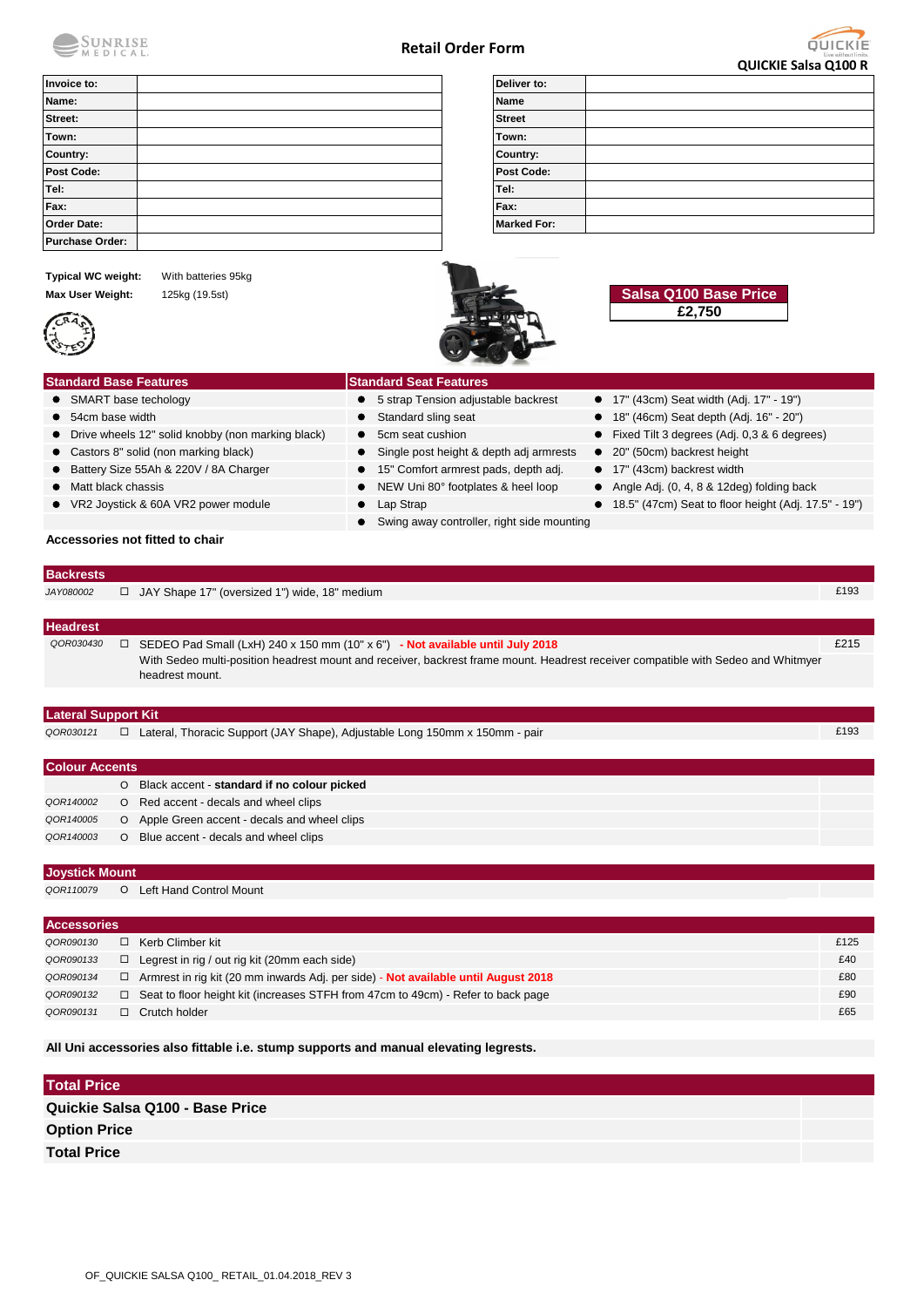SUNRISE MEDICAL

# Retail Order Form

QUICKIE

**QUICKIE Salsa Q100 R**

| Invoice to: | |
|---|---|
| Name: | |
| Street: | |
| Town: | |
| Country: | |
| Post Code: | |
| Tel: | |
| Fax: | |
| Order Date: | |
| Purchase Order: | |

| Deliver to: | |
|---|---|
| Name | |
| Street | |
| Town: | |
| Country: | |
| Post Code: | |
| Tel: | |
| Fax: | |
| Marked For: | |

**Typical WC weight:** With batteries 95kg

**Max User Weight:** 125kg (19.5st)

CRASH TESTED

**Salsa Q100 Base Price**
**£2,750**

## Standard Base Features

- SMART base techology
- 54cm base width
- Drive wheels 12" solid knobby (non marking black)
- Castors 8" solid (non marking black)
- Battery Size 55Ah & 220V / 8A Charger
- Matt black chassis
- VR2 Joystick & 60A VR2 power module

## Standard Seat Features

- 5 strap Tension adjustable backrest
- Standard sling seat
- 5cm seat cushion
- Single post height & depth adj armrests
- 15" Comfort armrest pads, depth adj.
- NEW Uni 80° footplates & heel loop
- Lap Strap
- Swing away controller, right side mounting
- 17" (43cm) Seat width (Adj. 17" - 19")
- 18" (46cm) Seat depth (Adj. 16" - 20")
- Fixed Tilt 3 degrees (Adj. 0,3 & 6 degrees)
- 20" (50cm) backrest height
- 17" (43cm) backrest width
- Angle Adj. (0, 4, 8 & 12deg) folding back
- 18.5" (47cm) Seat to floor height (Adj. 17.5" - 19")

**Accessories not fitted to chair**

## Backrests

| Code | | Description | Price |
|---|---|---|---|
| JAY080002 | ☐ | JAY Shape 17" (oversized 1") wide, 18" medium | £193 |

## Headrest

| Code | | Description | Price |
|---|---|---|---|
| QOR030430 | ☐ | SEDEO Pad Small (LxH) 240 x 150 mm (10" x 6") - **Not available until July 2018**<br>With Sedeo multi-position headrest mount and receiver, backrest frame mount. Headrest receiver compatible with Sedeo and Whitmyer headrest mount. | £215 |

## Lateral Support Kit

| Code | | Description | Price |
|---|---|---|---|
| QOR030121 | ☐ | Lateral, Thoracic Support (JAY Shape), Adjustable Long 150mm x 150mm - pair | £193 |

## Colour Accents

| Code | | Description | Price |
|---|---|---|---|
| | O | Black accent - **standard if no colour picked** | |
| QOR140002 | O | Red accent - decals and wheel clips | |
| QOR140005 | O | Apple Green accent - decals and wheel clips | |
| QOR140003 | O | Blue accent - decals and wheel clips | |

## Joystick Mount

| Code | | Description | Price |
|---|---|---|---|
| QOR110079 | O | Left Hand Control Mount | |

## Accessories

| Code | | Description | Price |
|---|---|---|---|
| QOR090130 | ☐ | Kerb Climber kit | £125 |
| QOR090133 | ☐ | Legrest in rig / out rig kit (20mm each side) | £40 |
| QOR090134 | ☐ | Armrest in rig kit (20 mm inwards Adj. per side) - **Not available until August 2018** | £80 |
| QOR090132 | ☐ | Seat to floor height kit (increases STFH from 47cm to 49cm) - Refer to back page | £90 |
| QOR090131 | ☐ | Crutch holder | £65 |

**All Uni accessories also fittable i.e. stump supports and manual elevating legrests.**

## Total Price

| | |
|---|---|
| **Quickie Salsa Q100 - Base Price** | |
| **Option Price** | |
| **Total Price** | |

OF_QUICKIE SALSA Q100_ RETAIL_01.04.2018_REV 3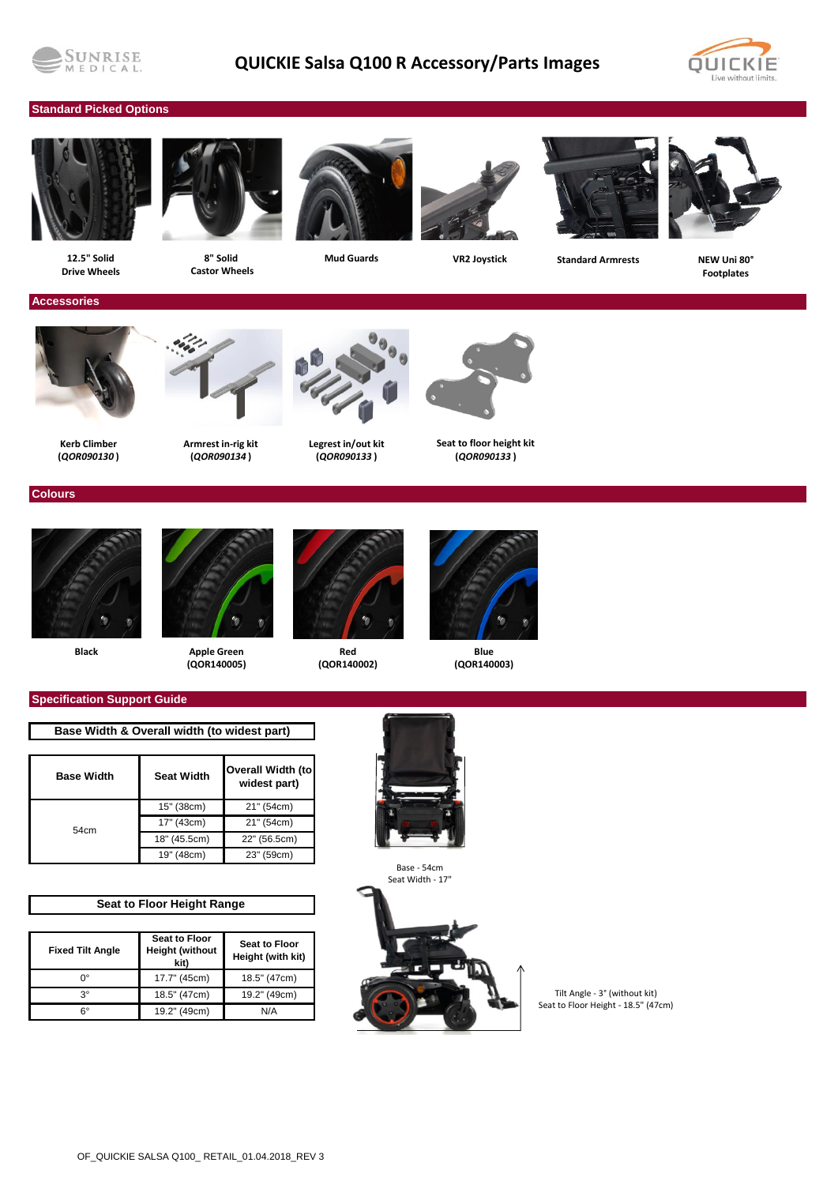# QUICKIE Salsa Q100 R Accessory/Parts Images

## Standard Picked Options

12.5" Solid Drive Wheels

8" Solid Castor Wheels

Mud Guards

VR2 Joystick

Standard Armrests

NEW Uni 80° Footplates

## Accessories

Kerb Climber (*QOR090130*)

Armrest in-rig kit (*QOR090134*)

Legrest in/out kit (*QOR090133*)

Seat to floor height kit (*QOR090133*)

## Colours

Black

Apple Green (QOR140005)

Red (QOR140002)

Blue (QOR140003)

## Specification Support Guide

**Base Width & Overall width (to widest part)**

| Base Width | Seat Width | Overall Width (to widest part) |
|---|---|---|
| 54cm | 15" (38cm) | 21" (54cm) |
| | 17" (43cm) | 21" (54cm) |
| | 18" (45.5cm) | 22" (56.5cm) |
| | 19" (48cm) | 23" (59cm) |

Base - 54cm
Seat Width - 17"

**Seat to Floor Height Range**

| Fixed Tilt Angle | Seat to Floor Height (without kit) | Seat to Floor Height (with kit) |
|---|---|---|
| 0° | 17.7" (45cm) | 18.5" (47cm) |
| 3° | 18.5" (47cm) | 19.2" (49cm) |
| 6° | 19.2" (49cm) | N/A |

Tilt Angle - 3° (without kit)
Seat to Floor Height - 18.5" (47cm)

OF_QUICKIE SALSA Q100_ RETAIL_01.04.2018_REV 3